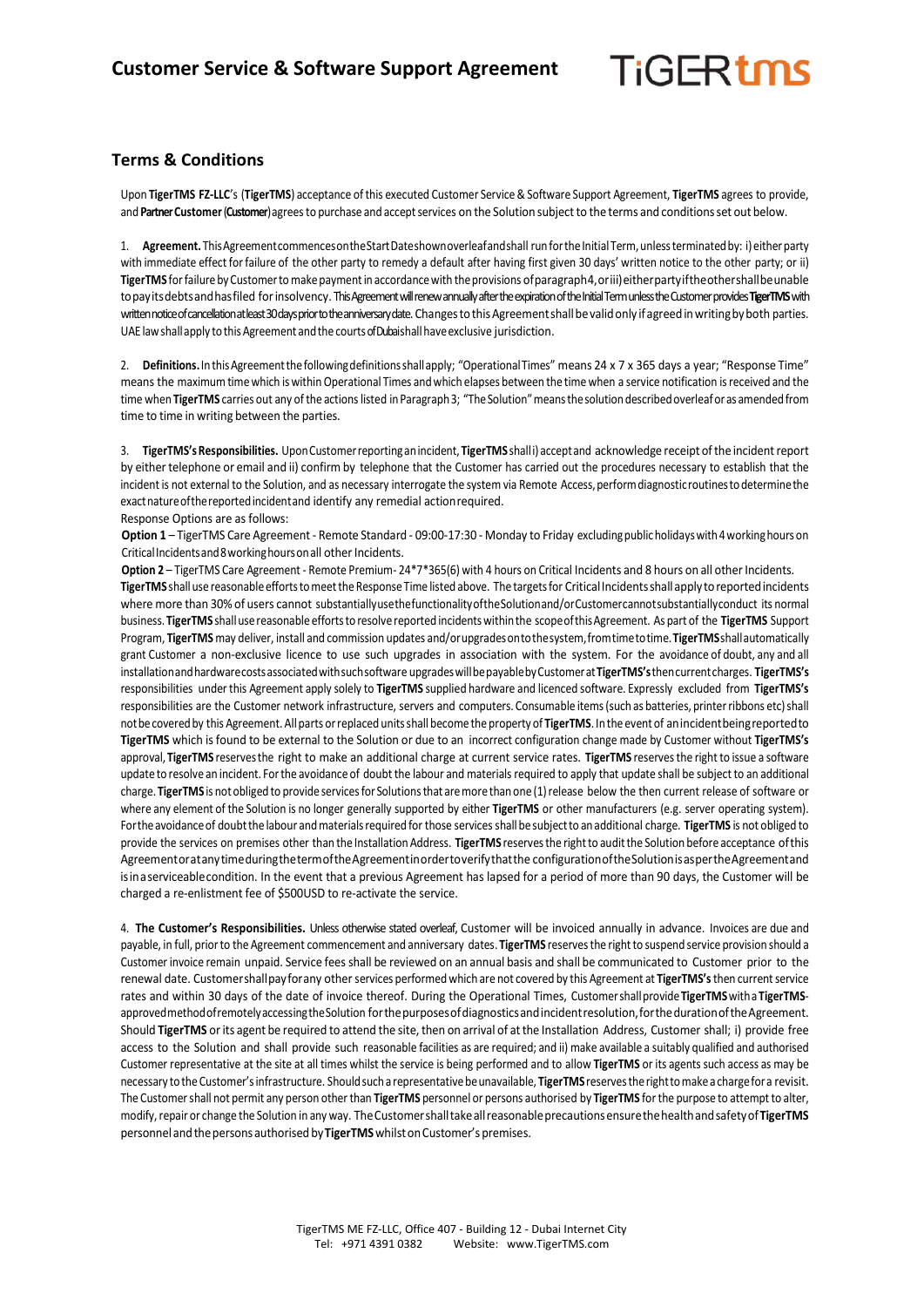# Customer Service & Software Support Agreement

## Terms & Conditions

Upon **TigerTMS FZ-LLC**'s (**TigerTMS**) acceptance of this executed Customer Service & Software Support Agreement, **TigerTMS** agrees to provide, and **Partner Customer** (**Customer**) agrees to purchase and accept services on the Solution subject to the terms and conditions set out below.

1. **Agreement.** This Agreement commences on the Start Date shown overleaf and shall run for the Initial Term, unless terminated by: i) either party with immediate effect for failure of the other party to remedy a default after having first given 30 days' written notice to the other party; or ii) **TigerTMS** for failure by Customer to make payment in accordance with the provisions of paragraph 4, or iii) either party if the other shall be unable to pay its debts and has filed for insolvency. This Agreement will renew annually after the expiration of the Initial Term unless the Customer provides **TigerTMS** with written notice of cancellation at least 30 days prior to the anniversary date. Changes to this Agreement shall be valid only if agreed in writing by both parties. UAE law shall apply to this Agreement and the courts of Dubai shall have exclusive jurisdiction.

2. **Definitions.** In this Agreement the following definitions shall apply; "Operational Times" means 24 x 7 x 365 days a year; "Response Time" means the maximum time which is within Operational Times and which elapses between the time when a service notification is received and the time when **TigerTMS** carries out any of the actions listed in Paragraph 3; "The Solution" means the solution described overleaf or as amended from time to time in writing between the parties.

3. **TigerTMS's Responsibilities.** Upon Customer reporting an incident, **TigerTMS** shall i) accept and acknowledge receipt of the incident report by either telephone or email and ii) confirm by telephone that the Customer has carried out the procedures necessary to establish that the incident is not external to the Solution, and as necessary interrogate the system via Remote Access, perform diagnostic routines to determine the exact nature of the reported incident and identify any remedial action required.

Response Options are as follows:

**Option 1** – TigerTMS Care Agreement - Remote Standard - 09:00-17:30 - Monday to Friday excluding public holidays with 4 working hours on Critical Incidents and 8 working hours on all other Incidents.

**Option 2** – TigerTMS Care Agreement - Remote Premium- 24*7*365(6) with 4 hours on Critical Incidents and 8 hours on all other Incidents.

**TigerTMS** shall use reasonable efforts to meet the Response Time listed above. The targets for Critical Incidents shall apply to reported incidents where more than 30% of users cannot substantially use the functionality of the Solution and/or Customer cannot substantially conduct its normal business. **TigerTMS** shall use reasonable efforts to resolve reported incidents within the scope of this Agreement. As part of the **TigerTMS** Support Program, **TigerTMS** may deliver, install and commission updates and/or upgrades on to the system, from time to time. **TigerTMS** shall automatically grant Customer a non-exclusive licence to use such upgrades in association with the system. For the avoidance of doubt, any and all installation and hardware costs associated with such software upgrades will be payable by Customer at **TigerTMS's** then current charges. **TigerTMS's** responsibilities under this Agreement apply solely to **TigerTMS** supplied hardware and licenced software. Expressly excluded from **TigerTMS's** responsibilities are the Customer network infrastructure, servers and computers. Consumable items (such as batteries, printer ribbons etc) shall not be covered by this Agreement. All parts or replaced units shall become the property of **TigerTMS**. In the event of an incident being reported to **TigerTMS** which is found to be external to the Solution or due to an incorrect configuration change made by Customer without **TigerTMS's** approval, **TigerTMS** reserves the right to make an additional charge at current service rates. **TigerTMS** reserves the right to issue a software update to resolve an incident. For the avoidance of doubt the labour and materials required to apply that update shall be subject to an additional charge. **TigerTMS** is not obliged to provide services for Solutions that are more than one (1) release below the then current release of software or where any element of the Solution is no longer generally supported by either **TigerTMS** or other manufacturers (e.g. server operating system). For the avoidance of doubt the labour and materials required for those services shall be subject to an additional charge. **TigerTMS** is not obliged to provide the services on premises other than the Installation Address. **TigerTMS** reserves the right to audit the Solution before acceptance of this Agreement or at any time during the term of the Agreement in order to verify that the configuration of the Solution is as per the Agreement and is in a serviceable condition. In the event that a previous Agreement has lapsed for a period of more than 90 days, the Customer will be charged a re-enlistment fee of $500USD to re-activate the service.

4. **The Customer's Responsibilities.** Unless otherwise stated overleaf, Customer will be invoiced annually in advance. Invoices are due and payable, in full, prior to the Agreement commencement and anniversary dates. **TigerTMS** reserves the right to suspend service provision should a Customer invoice remain unpaid. Service fees shall be reviewed on an annual basis and shall be communicated to Customer prior to the renewal date. Customer shall pay for any other services performed which are not covered by this Agreement at **TigerTMS's** then current service rates and within 30 days of the date of invoice thereof. During the Operational Times, Customer shall provide **TigerTMS** with a **TigerTMS**-approved method of remotely accessing the Solution for the purposes of diagnostics and incident resolution, for the duration of the Agreement. Should **TigerTMS** or its agent be required to attend the site, then on arrival of at the Installation Address, Customer shall; i) provide free access to the Solution and shall provide such reasonable facilities as are required; and ii) make available a suitably qualified and authorised Customer representative at the site at all times whilst the service is being performed and to allow **TigerTMS** or its agents such access as may be necessary to the Customer's infrastructure. Should such a representative be unavailable, **TigerTMS** reserves the right to make a charge for a revisit. The Customer shall not permit any person other than **TigerTMS** personnel or persons authorised by **TigerTMS** for the purpose to attempt to alter, modify, repair or change the Solution in any way. The Customer shall take all reasonable precautions ensure the health and safety of **TigerTMS** personnel and the persons authorised by **TigerTMS** whilst on Customer's premises.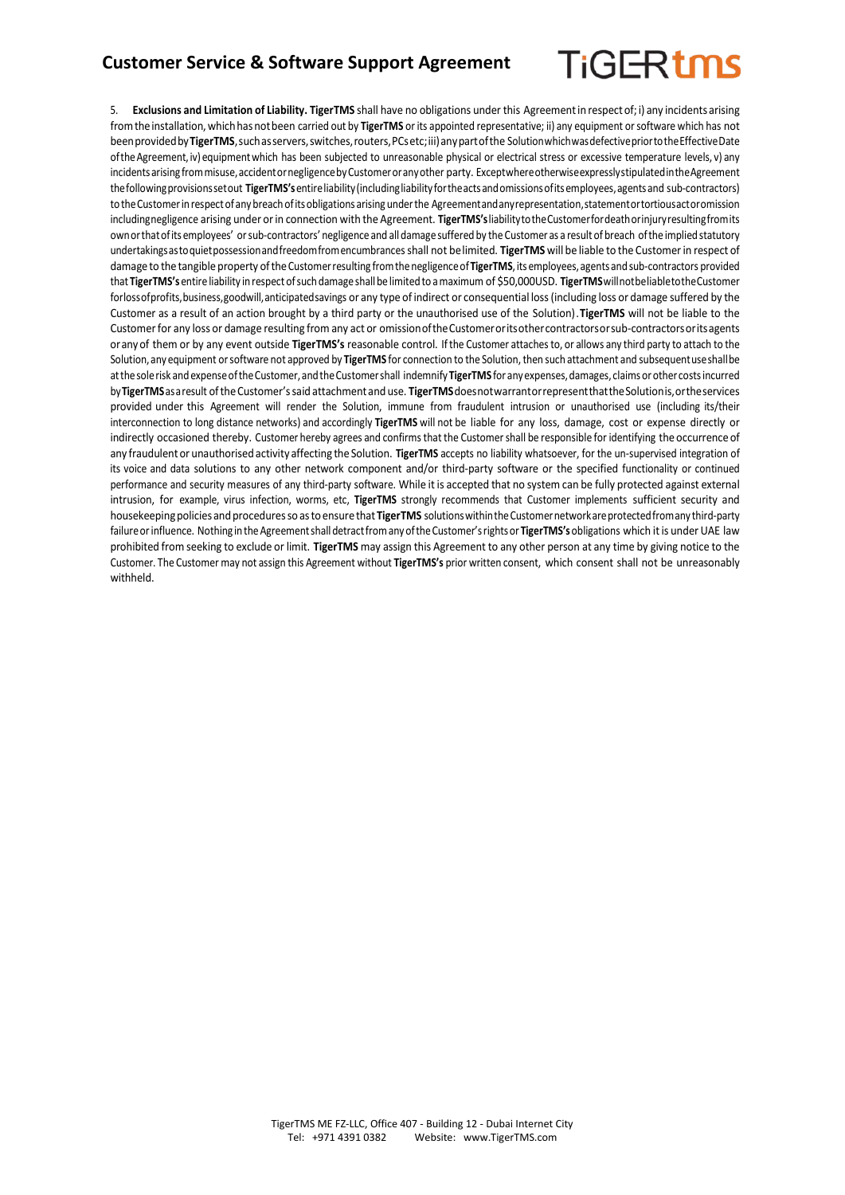5. **Exclusions and Limitation of Liability. TigerTMS** shall have no obligations under this Agreement in respect of; i) any incidents arising from the installation, which has not been carried out by **TigerTMS** or its appointed representative; ii) any equipment or software which has not been provided by **TigerTMS**, such as servers, switches, routers, PCs etc; iii) any part of the Solution which was defective prior to the Effective Date of the Agreement, iv) equipment which has been subjected to unreasonable physical or electrical stress or excessive temperature levels, v) any incidents arising from misuse, accident or negligence by Customer or any other party. Except where otherwise expressly stipulated in the Agreement the following provisions set out **TigerTMS's** entire liability (including liability for the acts and omissions of its employees, agents and sub-contractors) to the Customer in respect of any breach of its obligations arising under the Agreement and any representation, statement or tortious act or omission including negligence arising under or in connection with the Agreement. **TigerTMS's** liability to the Customer for death or injury resulting from its own or that of its employees' or sub-contractors' negligence and all damage suffered by the Customer as a result of breach of the implied statutory undertakings as to quiet possession and freedom from encumbrances shall not be limited. **TigerTMS** will be liable to the Customer in respect of damage to the tangible property of the Customer resulting from the negligence of **TigerTMS**, its employees, agents and sub-contractors provided that **TigerTMS's** entire liability in respect of such damage shall be limited to a maximum of $50,000USD. **TigerTMS** will not be liable to the Customer for loss of profits, business, goodwill, anticipated savings or any type of indirect or consequential loss (including loss or damage suffered by the Customer as a result of an action brought by a third party or the unauthorised use of the Solution). **TigerTMS** will not be liable to the Customer for any loss or damage resulting from any act or omission of the Customer or its other contractors or sub-contractors or its agents or any of them or by any event outside **TigerTMS's** reasonable control. If the Customer attaches to, or allows any third party to attach to the Solution, any equipment or software not approved by **TigerTMS** for connection to the Solution, then such attachment and subsequent use shall be at the sole risk and expense of the Customer, and the Customer shall indemnify **TigerTMS** for any expenses, damages, claims or other costs incurred by **TigerTMS** as a result of the Customer's said attachment and use. **TigerTMS** does not warrant or represent that the Solution is, or the services provided under this Agreement will render the Solution, immune from fraudulent intrusion or unauthorised use (including its/their interconnection to long distance networks) and accordingly **TigerTMS** will not be liable for any loss, damage, cost or expense directly or indirectly occasioned thereby. Customer hereby agrees and confirms that the Customer shall be responsible for identifying the occurrence of any fraudulent or unauthorised activity affecting the Solution. **TigerTMS** accepts no liability whatsoever, for the un-supervised integration of its voice and data solutions to any other network component and/or third-party software or the specified functionality or continued performance and security measures of any third-party software. While it is accepted that no system can be fully protected against external intrusion, for example, virus infection, worms, etc, **TigerTMS** strongly recommends that Customer implements sufficient security and housekeeping policies and procedures so as to ensure that **TigerTMS** solutions within the Customer network are protected from any third-party failure or influence. Nothing in the Agreement shall detract from any of the Customer's rights or **TigerTMS's** obligations which it is under UAE law prohibited from seeking to exclude or limit. **TigerTMS** may assign this Agreement to any other person at any time by giving notice to the Customer. The Customer may not assign this Agreement without **TigerTMS's** prior written consent, which consent shall not be unreasonably withheld.